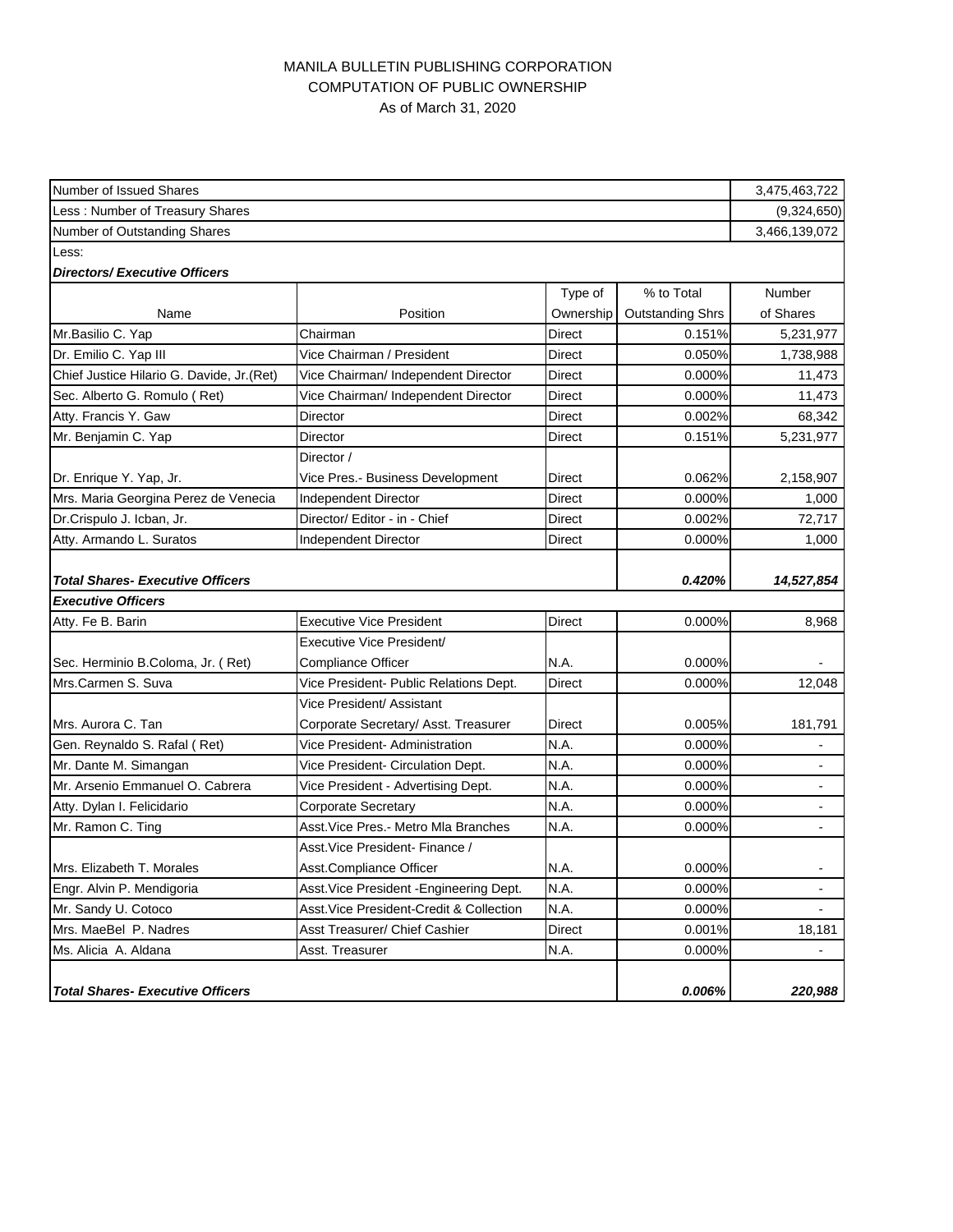MANILA BULLETIN PUBLISHING CORPORATION
COMPUTATION OF PUBLIC OWNERSHIP
As of March 31, 2020

| Number of Issued Shares | | | | 3,475,463,722 |
|---|---|---|---|---|
| Less : Number of Treasury Shares | | | | (9,324,650) |
| Number of Outstanding Shares | | | | 3,466,139,072 |
| Less: | | | | |
| ***Directors/ Executive Officers*** | | | | |
| Name | Position | Type of Ownership | % to Total Outstanding Shrs | Number of Shares |
| Mr.Basilio C. Yap | Chairman | Direct | 0.151% | 5,231,977 |
| Dr. Emilio C. Yap III | Vice Chairman / President | Direct | 0.050% | 1,738,988 |
| Chief Justice Hilario G. Davide, Jr.(Ret) | Vice Chairman/ Independent Director | Direct | 0.000% | 11,473 |
| Sec. Alberto G. Romulo ( Ret) | Vice Chairman/ Independent Director | Direct | 0.000% | 11,473 |
| Atty. Francis Y. Gaw | Director | Direct | 0.002% | 68,342 |
| Mr. Benjamin C. Yap | Director | Direct | 0.151% | 5,231,977 |
| Dr. Enrique Y. Yap, Jr. | Director / Vice Pres.- Business Development | Direct | 0.062% | 2,158,907 |
| Mrs. Maria Georgina Perez de Venecia | Independent Director | Direct | 0.000% | 1,000 |
| Dr.Crispulo J. Icban, Jr. | Director/ Editor - in - Chief | Direct | 0.002% | 72,717 |
| Atty. Armando L. Suratos | Independent Director | Direct | 0.000% | 1,000 |
| ***Total Shares- Executive Officers*** | | | ***0.420%*** | ***14,527,854*** |
| ***Executive Officers*** | | | | |
| Atty. Fe B. Barin | Executive Vice President | Direct | 0.000% | 8,968 |
| Sec. Herminio B.Coloma, Jr. ( Ret) | Executive Vice President/ Compliance Officer | N.A. | 0.000% | - |
| Mrs.Carmen S. Suva | Vice President- Public Relations Dept. | Direct | 0.000% | 12,048 |
| Mrs. Aurora C. Tan | Vice President/ Assistant Corporate Secretary/ Asst. Treasurer | Direct | 0.005% | 181,791 |
| Gen. Reynaldo S. Rafal ( Ret) | Vice President- Administration | N.A. | 0.000% | - |
| Mr. Dante M. Simangan | Vice President- Circulation Dept. | N.A. | 0.000% | - |
| Mr. Arsenio Emmanuel O. Cabrera | Vice President - Advertising Dept. | N.A. | 0.000% | - |
| Atty. Dylan I. Felicidario | Corporate Secretary | N.A. | 0.000% | - |
| Mr. Ramon C. Ting | Asst.Vice Pres.- Metro Mla Branches | N.A. | 0.000% | - |
| Mrs. Elizabeth T. Morales | Asst.Vice President- Finance / Asst.Compliance Officer | N.A. | 0.000% | - |
| Engr. Alvin P. Mendigoria | Asst.Vice President -Engineering Dept. | N.A. | 0.000% | - |
| Mr. Sandy U. Cotoco | Asst.Vice President-Credit & Collection | N.A. | 0.000% | - |
| Mrs. MaeBel P. Nadres | Asst Treasurer/ Chief Cashier | Direct | 0.001% | 18,181 |
| Ms. Alicia A. Aldana | Asst. Treasurer | N.A. | 0.000% | - |
| ***Total Shares- Executive Officers*** | | | ***0.006%*** | ***220,988*** |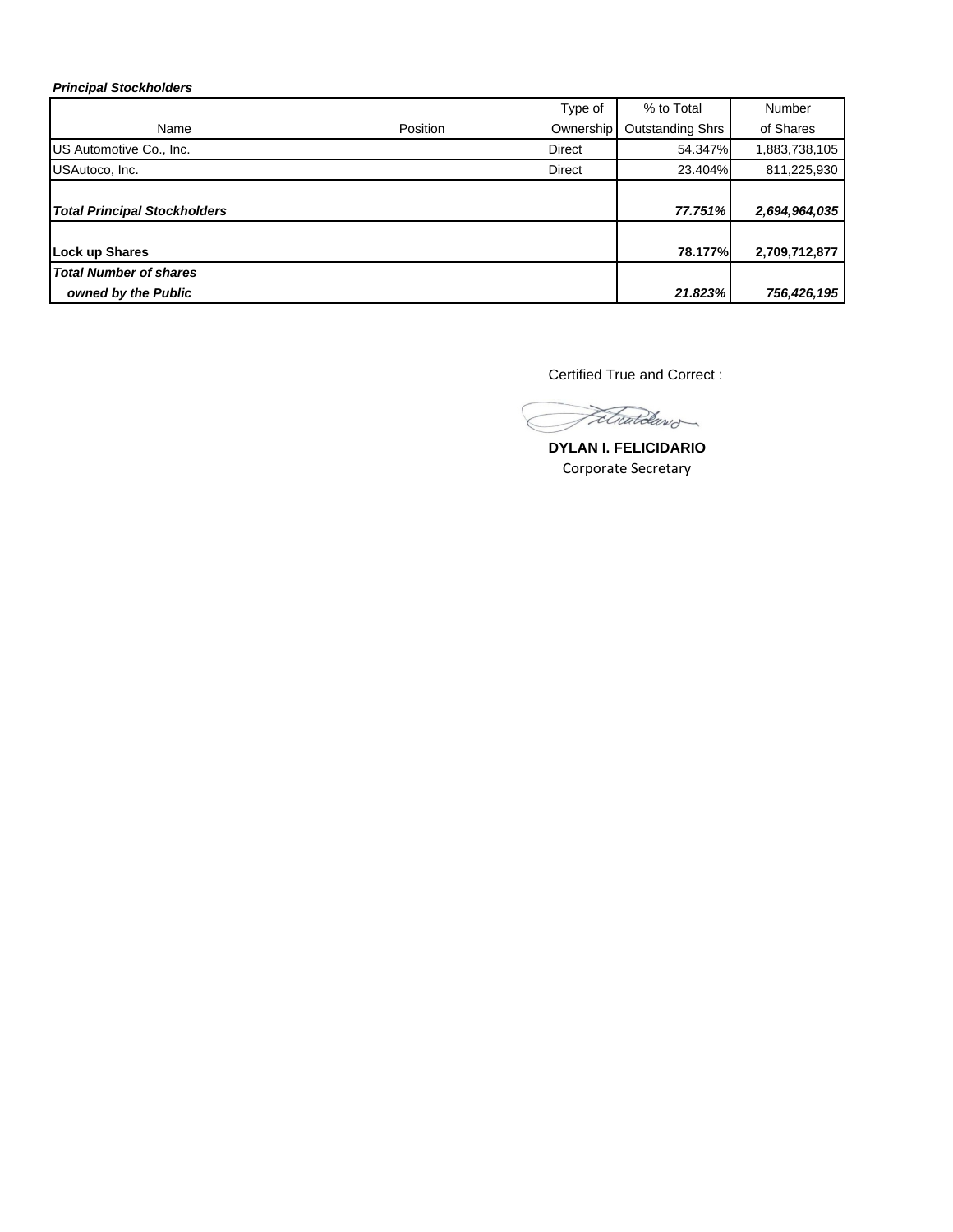***Principal Stockholders***

| Name | Position | Type of Ownership | % to Total Outstanding Shrs | Number of Shares |
|---|---|---|---|---|
| US Automotive Co., Inc. | | Direct | 54.347% | 1,883,738,105 |
| USAutoco, Inc. | | Direct | 23.404% | 811,225,930 |
| ***Total Principal Stockholders*** | | | ***77.751%*** | ***2,694,964,035*** |
| **Lock up Shares** | | | **78.177%** | **2,709,712,877** |
| ***Total Number of shares owned by the Public*** | | | ***21.823%*** | ***756,426,195*** |

Certified True and Correct :

**DYLAN I. FELICIDARIO**
Corporate Secretary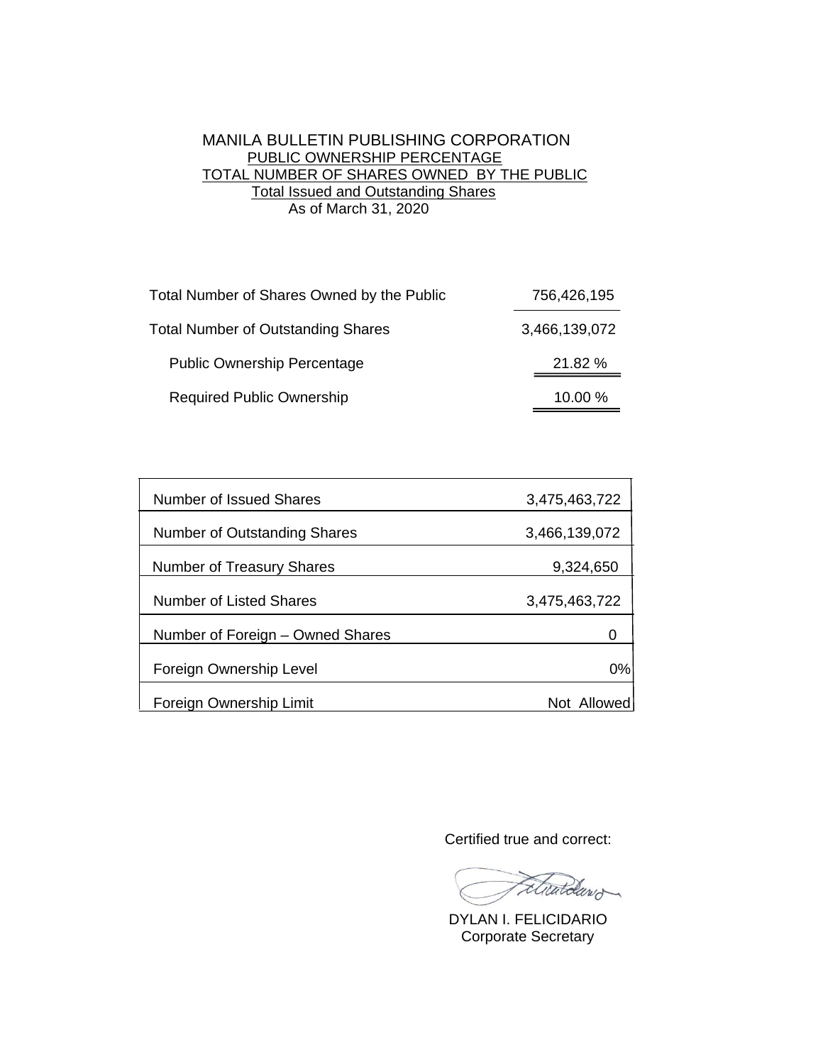MANILA BULLETIN PUBLISHING CORPORATION

PUBLIC OWNERSHIP PERCENTAGE

TOTAL NUMBER OF SHARES OWNED BY THE PUBLIC

Total Issued and Outstanding Shares

As of March 31, 2020

| | |
|---|---|
| Total Number of Shares Owned by the Public | 756,426,195 |
| Total Number of Outstanding Shares | 3,466,139,072 |
| Public Ownership Percentage | 21.82 % |
| Required Public Ownership | 10.00 % |

| | |
|---|---|
| Number of Issued Shares | 3,475,463,722 |
| Number of Outstanding Shares | 3,466,139,072 |
| Number of Treasury Shares | 9,324,650 |
| Number of Listed Shares | 3,475,463,722 |
| Number of Foreign – Owned Shares | 0 |
| Foreign Ownership Level | 0% |
| Foreign Ownership Limit | Not Allowed |

Certified true and correct:

DYLAN I. FELICIDARIO
Corporate Secretary